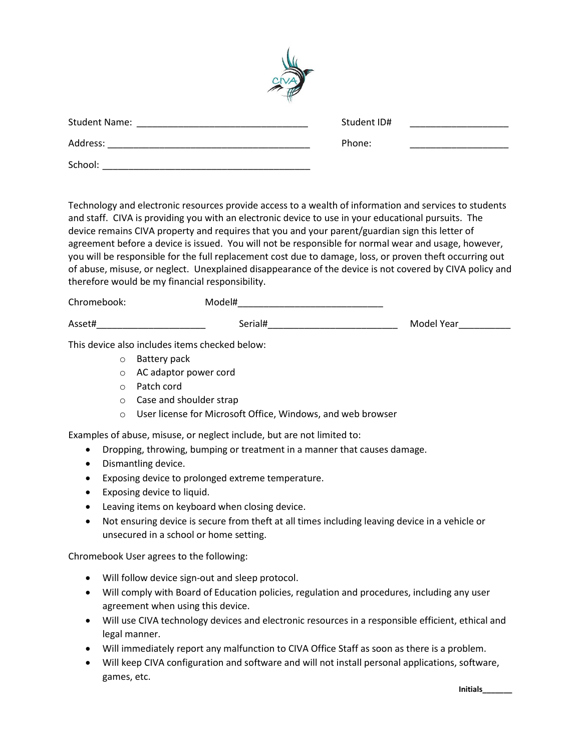Student Name: ________________________________ Student ID# __________________

Address: ______________________________________ Phone: __________________

School: _______________________________________

Technology and electronic resources provide access to a wealth of information and services to students and staff. CIVA is providing you with an electronic device to use in your educational pursuits. The device remains CIVA property and requires that you and your parent/guardian sign this letter of agreement before a device is issued. You will not be responsible for normal wear and usage, however, you will be responsible for the full replacement cost due to damage, loss, or proven theft occurring out of abuse, misuse, or neglect. Unexplained disappearance of the device is not covered by CIVA policy and therefore would be my financial responsibility.

Chromebook: Model#___________________________

Asset#_____________________ Serial#________________________ Model Year__________

This device also includes items checked below:

- ○ Battery pack
- ○ AC adaptor power cord
- ○ Patch cord
- ○ Case and shoulder strap
- ○ User license for Microsoft Office, Windows, and web browser

Examples of abuse, misuse, or neglect include, but are not limited to:

- Dropping, throwing, bumping or treatment in a manner that causes damage.
- Dismantling device.
- Exposing device to prolonged extreme temperature.
- Exposing device to liquid.
- Leaving items on keyboard when closing device.
- Not ensuring device is secure from theft at all times including leaving device in a vehicle or unsecured in a school or home setting.

Chromebook User agrees to the following:

- Will follow device sign-out and sleep protocol.
- Will comply with Board of Education policies, regulation and procedures, including any user agreement when using this device.
- Will use CIVA technology devices and electronic resources in a responsible efficient, ethical and legal manner.
- Will immediately report any malfunction to CIVA Office Staff as soon as there is a problem.
- Will keep CIVA configuration and software and will not install personal applications, software, games, etc.

**Initials_______**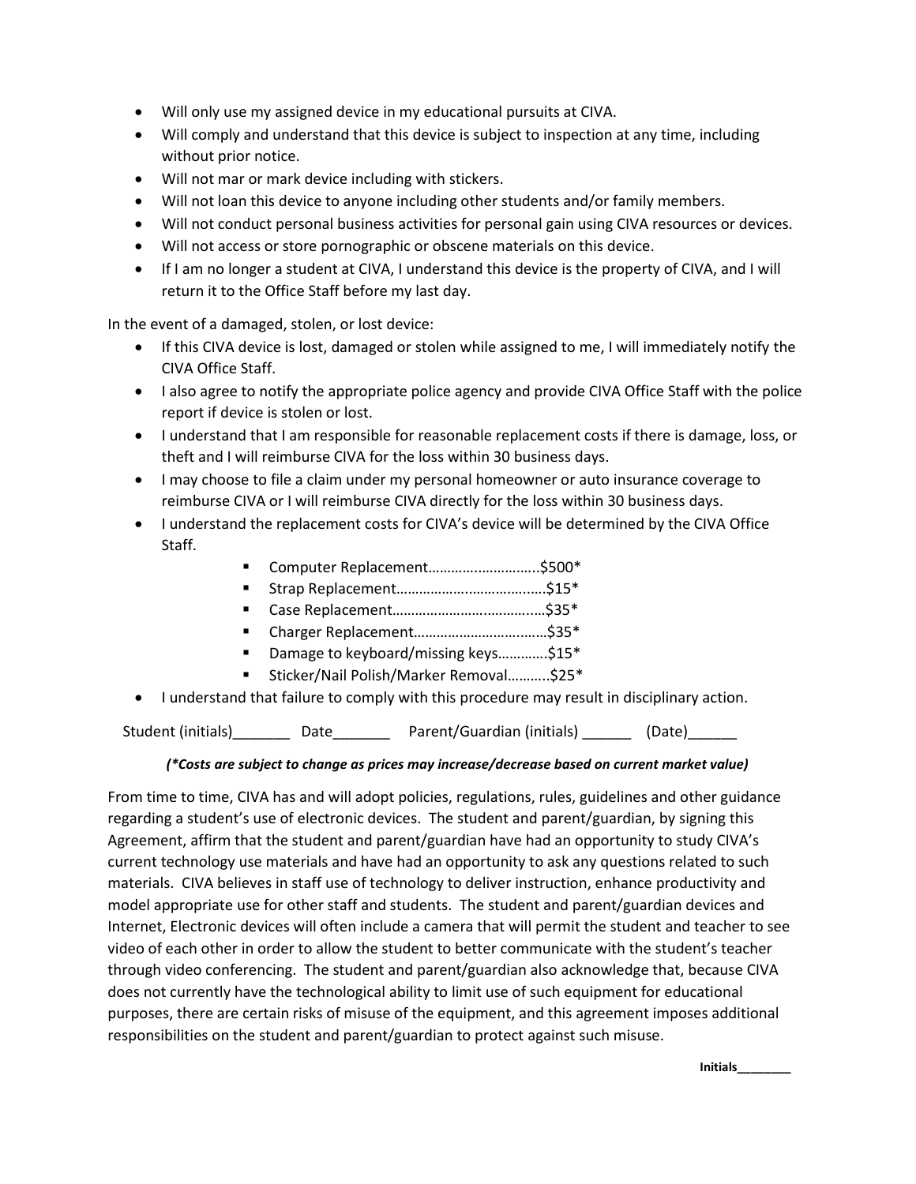- Will only use my assigned device in my educational pursuits at CIVA.
- Will comply and understand that this device is subject to inspection at any time, including without prior notice.
- Will not mar or mark device including with stickers.
- Will not loan this device to anyone including other students and/or family members.
- Will not conduct personal business activities for personal gain using CIVA resources or devices.
- Will not access or store pornographic or obscene materials on this device.
- If I am no longer a student at CIVA, I understand this device is the property of CIVA, and I will return it to the Office Staff before my last day.

In the event of a damaged, stolen, or lost device:

- If this CIVA device is lost, damaged or stolen while assigned to me, I will immediately notify the CIVA Office Staff.
- I also agree to notify the appropriate police agency and provide CIVA Office Staff with the police report if device is stolen or lost.
- I understand that I am responsible for reasonable replacement costs if there is damage, loss, or theft and I will reimburse CIVA for the loss within 30 business days.
- I may choose to file a claim under my personal homeowner or auto insurance coverage to reimburse CIVA or I will reimburse CIVA directly for the loss within 30 business days.
- I understand the replacement costs for CIVA's device will be determined by the CIVA Office Staff.
    - Computer Replacement……………………….$500*
    - Strap Replacement……………………………….$15*
    - Case Replacement……………………………….$35*
    - Charger Replacement……………………………$35*
    - Damage to keyboard/missing keys………….$15*
    - Sticker/Nail Polish/Marker Removal………..$25*
- I understand that failure to comply with this procedure may result in disciplinary action.

Student (initials)_______ Date_______ Parent/Guardian (initials) ______ (Date)______

***(\*Costs are subject to change as prices may increase/decrease based on current market value)***

From time to time, CIVA has and will adopt policies, regulations, rules, guidelines and other guidance regarding a student's use of electronic devices. The student and parent/guardian, by signing this Agreement, affirm that the student and parent/guardian have had an opportunity to study CIVA's current technology use materials and have had an opportunity to ask any questions related to such materials. CIVA believes in staff use of technology to deliver instruction, enhance productivity and model appropriate use for other staff and students. The student and parent/guardian devices and Internet, Electronic devices will often include a camera that will permit the student and teacher to see video of each other in order to allow the student to better communicate with the student's teacher through video conferencing. The student and parent/guardian also acknowledge that, because CIVA does not currently have the technological ability to limit use of such equipment for educational purposes, there are certain risks of misuse of the equipment, and this agreement imposes additional responsibilities on the student and parent/guardian to protect against such misuse.

**Initials________**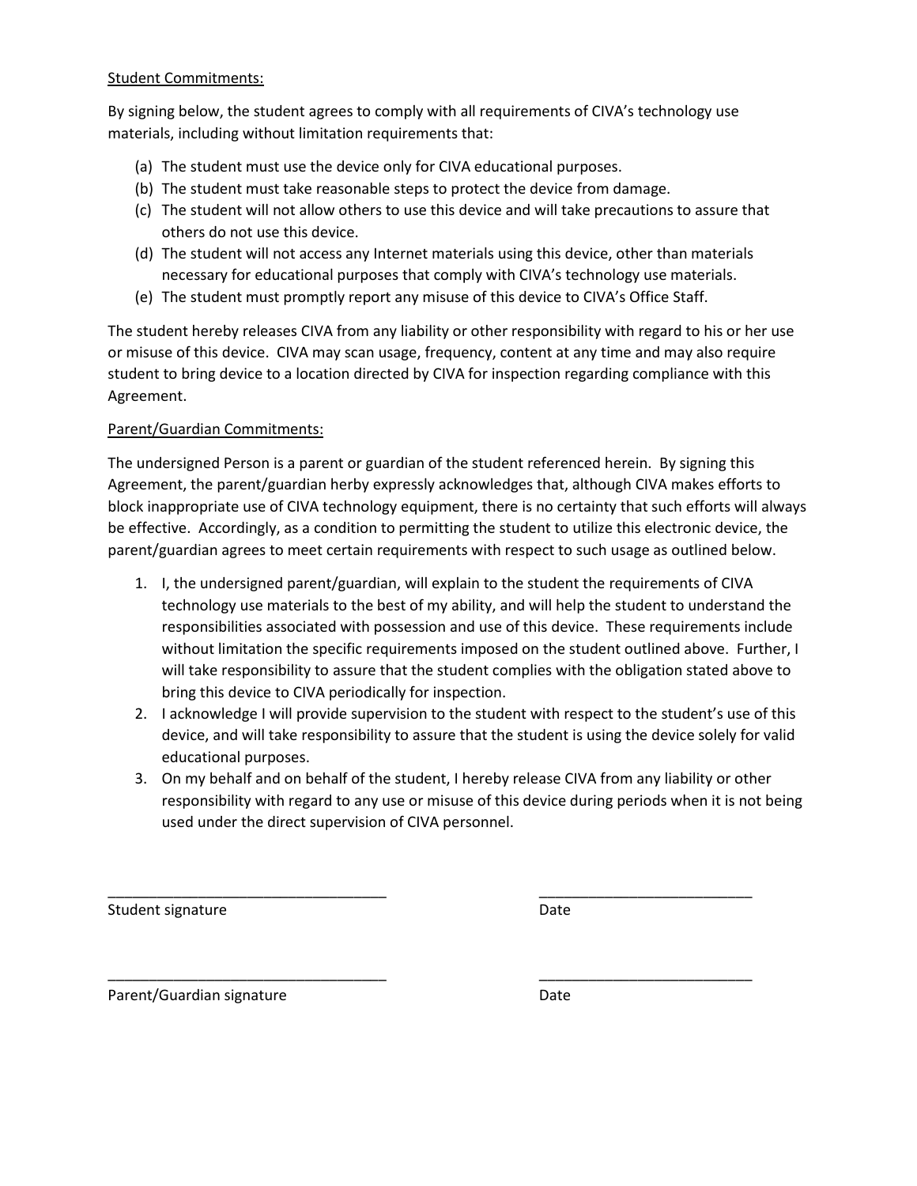Student Commitments:

By signing below, the student agrees to comply with all requirements of CIVA's technology use materials, including without limitation requirements that:

(a) The student must use the device only for CIVA educational purposes.
(b) The student must take reasonable steps to protect the device from damage.
(c) The student will not allow others to use this device and will take precautions to assure that others do not use this device.
(d) The student will not access any Internet materials using this device, other than materials necessary for educational purposes that comply with CIVA's technology use materials.
(e) The student must promptly report any misuse of this device to CIVA's Office Staff.

The student hereby releases CIVA from any liability or other responsibility with regard to his or her use or misuse of this device. CIVA may scan usage, frequency, content at any time and may also require student to bring device to a location directed by CIVA for inspection regarding compliance with this Agreement.

Parent/Guardian Commitments:

The undersigned Person is a parent or guardian of the student referenced herein. By signing this Agreement, the parent/guardian herby expressly acknowledges that, although CIVA makes efforts to block inappropriate use of CIVA technology equipment, there is no certainty that such efforts will always be effective. Accordingly, as a condition to permitting the student to utilize this electronic device, the parent/guardian agrees to meet certain requirements with respect to such usage as outlined below.

1. I, the undersigned parent/guardian, will explain to the student the requirements of CIVA technology use materials to the best of my ability, and will help the student to understand the responsibilities associated with possession and use of this device. These requirements include without limitation the specific requirements imposed on the student outlined above. Further, I will take responsibility to assure that the student complies with the obligation stated above to bring this device to CIVA periodically for inspection.
2. I acknowledge I will provide supervision to the student with respect to the student's use of this device, and will take responsibility to assure that the student is using the device solely for valid educational purposes.
3. On my behalf and on behalf of the student, I hereby release CIVA from any liability or other responsibility with regard to any use or misuse of this device during periods when it is not being used under the direct supervision of CIVA personnel.

___________________________________ ___________________________

Student signature Date

___________________________________ ___________________________

Parent/Guardian signature Date